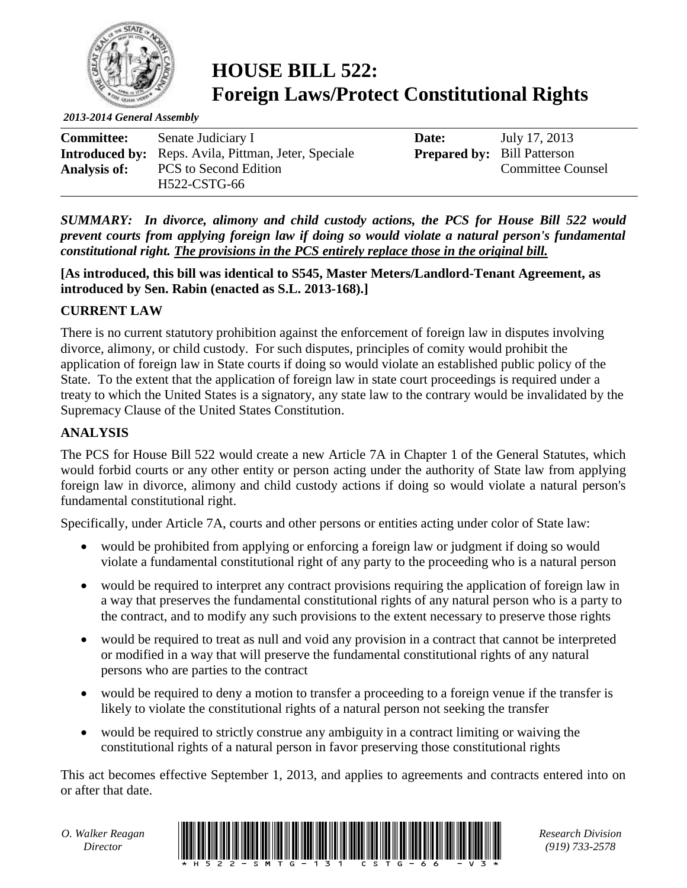# HOUSE BILL 522: Foreign Laws/Protect Constitutional Rights

*2013-2014 General Assembly*

| | | | |
|---|---|---|---|
| **Committee:** | Senate Judiciary I | **Date:** | July 17, 2013 |
| **Introduced by:** | Reps. Avila, Pittman, Jeter, Speciale | **Prepared by:** | Bill Patterson |
| **Analysis of:** | PCS to Second Edition H522-CSTG-66 | | Committee Counsel |

***SUMMARY: In divorce, alimony and child custody actions, the PCS for House Bill 522 would prevent courts from applying foreign law if doing so would violate a natural person's fundamental constitutional right. <u>The provisions in the PCS entirely replace those in the original bill.</u>***

**[As introduced, this bill was identical to S545, Master Meters/Landlord-Tenant Agreement, as introduced by Sen. Rabin (enacted as S.L. 2013-168).]**

## CURRENT LAW

There is no current statutory prohibition against the enforcement of foreign law in disputes involving divorce, alimony, or child custody. For such disputes, principles of comity would prohibit the application of foreign law in State courts if doing so would violate an established public policy of the State. To the extent that the application of foreign law in state court proceedings is required under a treaty to which the United States is a signatory, any state law to the contrary would be invalidated by the Supremacy Clause of the United States Constitution.

## ANALYSIS

The PCS for House Bill 522 would create a new Article 7A in Chapter 1 of the General Statutes, which would forbid courts or any other entity or person acting under the authority of State law from applying foreign law in divorce, alimony and child custody actions if doing so would violate a natural person's fundamental constitutional right.

Specifically, under Article 7A, courts and other persons or entities acting under color of State law:

- would be prohibited from applying or enforcing a foreign law or judgment if doing so would violate a fundamental constitutional right of any party to the proceeding who is a natural person
- would be required to interpret any contract provisions requiring the application of foreign law in a way that preserves the fundamental constitutional rights of any natural person who is a party to the contract, and to modify any such provisions to the extent necessary to preserve those rights
- would be required to treat as null and void any provision in a contract that cannot be interpreted or modified in a way that will preserve the fundamental constitutional rights of any natural persons who are parties to the contract
- would be required to deny a motion to transfer a proceeding to a foreign venue if the transfer is likely to violate the constitutional rights of a natural person not seeking the transfer
- would be required to strictly construe any ambiguity in a contract limiting or waiving the constitutional rights of a natural person in favor preserving those constitutional rights

This act becomes effective September 1, 2013, and applies to agreements and contracts entered into on or after that date.

*O. Walker Reagan*
*Director*

*Research Division*
*(919) 733-2578*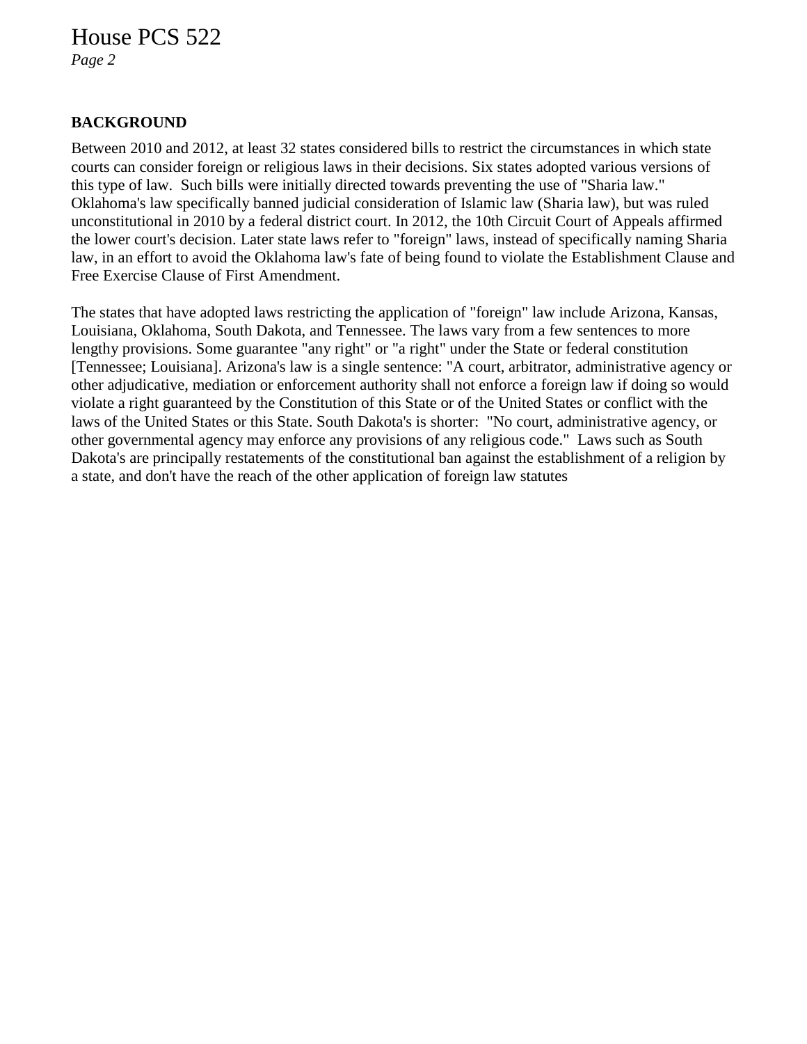## BACKGROUND

Between 2010 and 2012, at least 32 states considered bills to restrict the circumstances in which state courts can consider foreign or religious laws in their decisions. Six states adopted various versions of this type of law. Such bills were initially directed towards preventing the use of "Sharia law." Oklahoma's law specifically banned judicial consideration of Islamic law (Sharia law), but was ruled unconstitutional in 2010 by a federal district court. In 2012, the 10th Circuit Court of Appeals affirmed the lower court's decision. Later state laws refer to "foreign" laws, instead of specifically naming Sharia law, in an effort to avoid the Oklahoma law's fate of being found to violate the Establishment Clause and Free Exercise Clause of First Amendment.

The states that have adopted laws restricting the application of "foreign" law include Arizona, Kansas, Louisiana, Oklahoma, South Dakota, and Tennessee. The laws vary from a few sentences to more lengthy provisions. Some guarantee "any right" or "a right" under the State or federal constitution [Tennessee; Louisiana]. Arizona's law is a single sentence: "A court, arbitrator, administrative agency or other adjudicative, mediation or enforcement authority shall not enforce a foreign law if doing so would violate a right guaranteed by the Constitution of this State or of the United States or conflict with the laws of the United States or this State. South Dakota's is shorter: "No court, administrative agency, or other governmental agency may enforce any provisions of any religious code." Laws such as South Dakota's are principally restatements of the constitutional ban against the establishment of a religion by a state, and don't have the reach of the other application of foreign law statutes